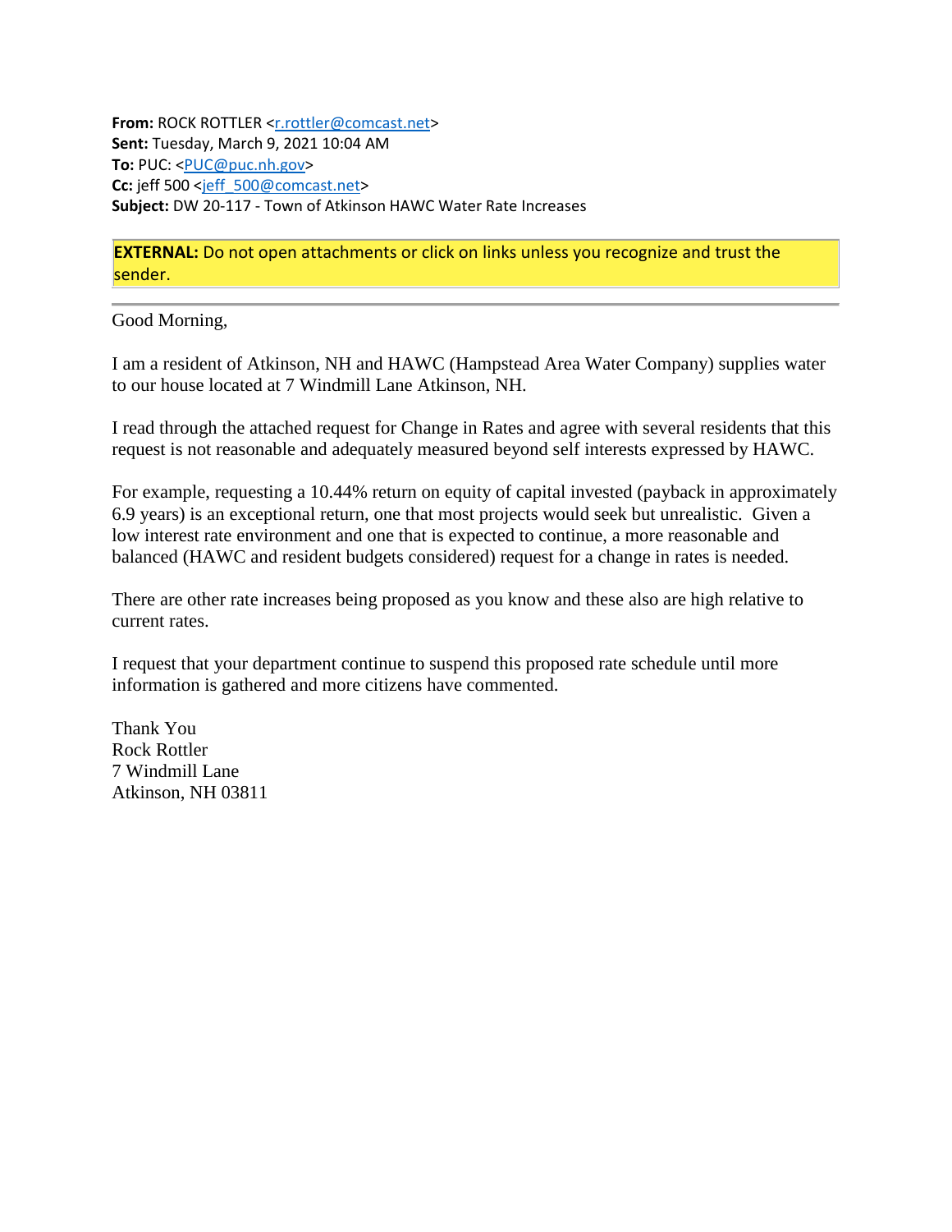**From:** ROCK ROTTLER <r.rottler@comcast.net>
**Sent:** Tuesday, March 9, 2021 10:04 AM
**To:** PUC: <PUC@puc.nh.gov>
**Cc:** jeff 500 <jeff_500@comcast.net>
**Subject:** DW 20-117 - Town of Atkinson HAWC Water Rate Increases

**EXTERNAL:** Do not open attachments or click on links unless you recognize and trust the sender.

---

Good Morning,

I am a resident of Atkinson, NH and HAWC (Hampstead Area Water Company) supplies water to our house located at 7 Windmill Lane Atkinson, NH.

I read through the attached request for Change in Rates and agree with several residents that this request is not reasonable and adequately measured beyond self interests expressed by HAWC.

For example, requesting a 10.44% return on equity of capital invested (payback in approximately 6.9 years) is an exceptional return, one that most projects would seek but unrealistic. Given a low interest rate environment and one that is expected to continue, a more reasonable and balanced (HAWC and resident budgets considered) request for a change in rates is needed.

There are other rate increases being proposed as you know and these also are high relative to current rates.

I request that your department continue to suspend this proposed rate schedule until more information is gathered and more citizens have commented.

Thank You
Rock Rottler
7 Windmill Lane
Atkinson, NH 03811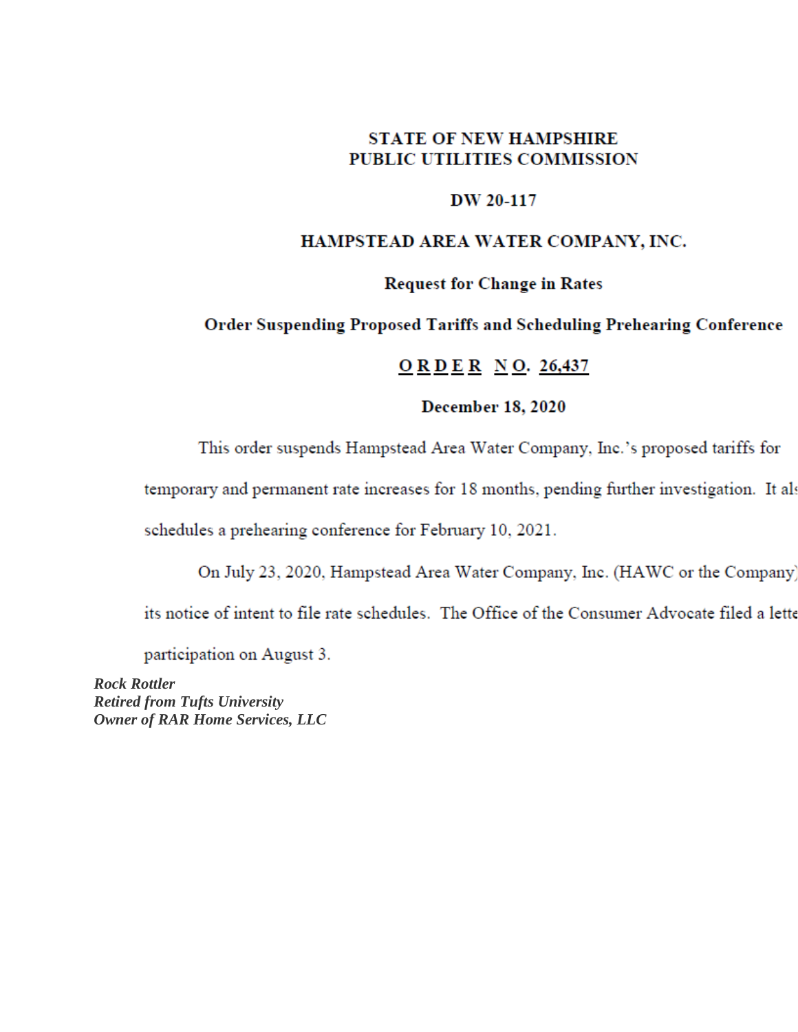**STATE OF NEW HAMPSHIRE**
**PUBLIC UTILITIES COMMISSION**

**DW 20-117**

**HAMPSTEAD AREA WATER COMPANY, INC.**

**Request for Change in Rates**

**Order Suspending Proposed Tariffs and Scheduling Prehearing Conference**

**ORDER NO. 26,437**

**December 18, 2020**

This order suspends Hampstead Area Water Company, Inc.'s proposed tariffs for temporary and permanent rate increases for 18 months, pending further investigation. It als schedules a prehearing conference for February 10, 2021.

On July 23, 2020, Hampstead Area Water Company, Inc. (HAWC or the Company) its notice of intent to file rate schedules. The Office of the Consumer Advocate filed a lette participation on August 3.

***Rock Rottler***
***Retired from Tufts University***
***Owner of RAR Home Services, LLC***